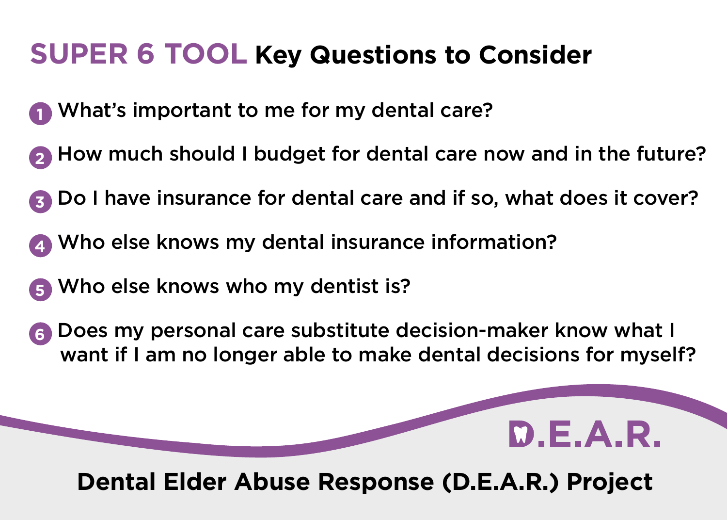# SUPER 6 TOOL Key Questions to Consider

1. What's important to me for my dental care?
2. How much should I budget for dental care now and in the future?
3. Do I have insurance for dental care and if so, what does it cover?
4. Who else knows my dental insurance information?
5. Who else knows who my dentist is?
6. Does my personal care substitute decision-maker know what I want if I am no longer able to make dental decisions for myself?

D.E.A.R.

**Dental Elder Abuse Response (D.E.A.R.) Project**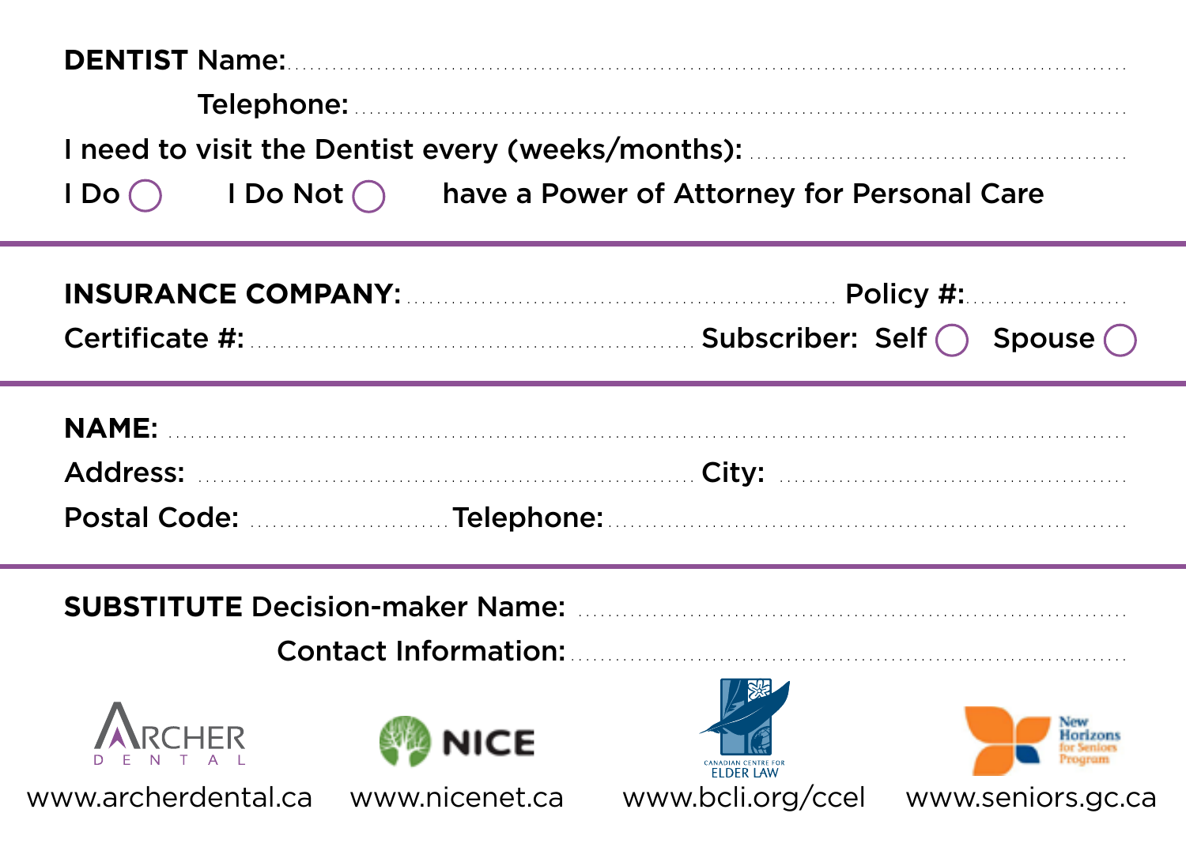**DENTIST** Name: ..............................................................................................

Telephone: ..............................................................................................

I need to visit the Dentist every (weeks/months): ..................................................

I Do ◯ I Do Not ◯ have a Power of Attorney for Personal Care

---

**INSURANCE COMPANY:** ........................................................ Policy #: ......................

Certificate #: ........................................................ Subscriber: Self ◯ Spouse ◯

---

**NAME:** ..............................................................................................

Address: ........................................................ City: ..............................................

Postal Code: .......................... Telephone: ..............................................................

---

**SUBSTITUTE** Decision-maker Name: ..........................................................................

Contact Information: ..........................................................................

ARCHER DENTAL

www.archerdental.ca

NICE

www.nicenet.ca

CANADIAN CENTRE FOR ELDER LAW

www.bcli.org/ccel

New Horizons for Seniors Program

www.seniors.gc.ca